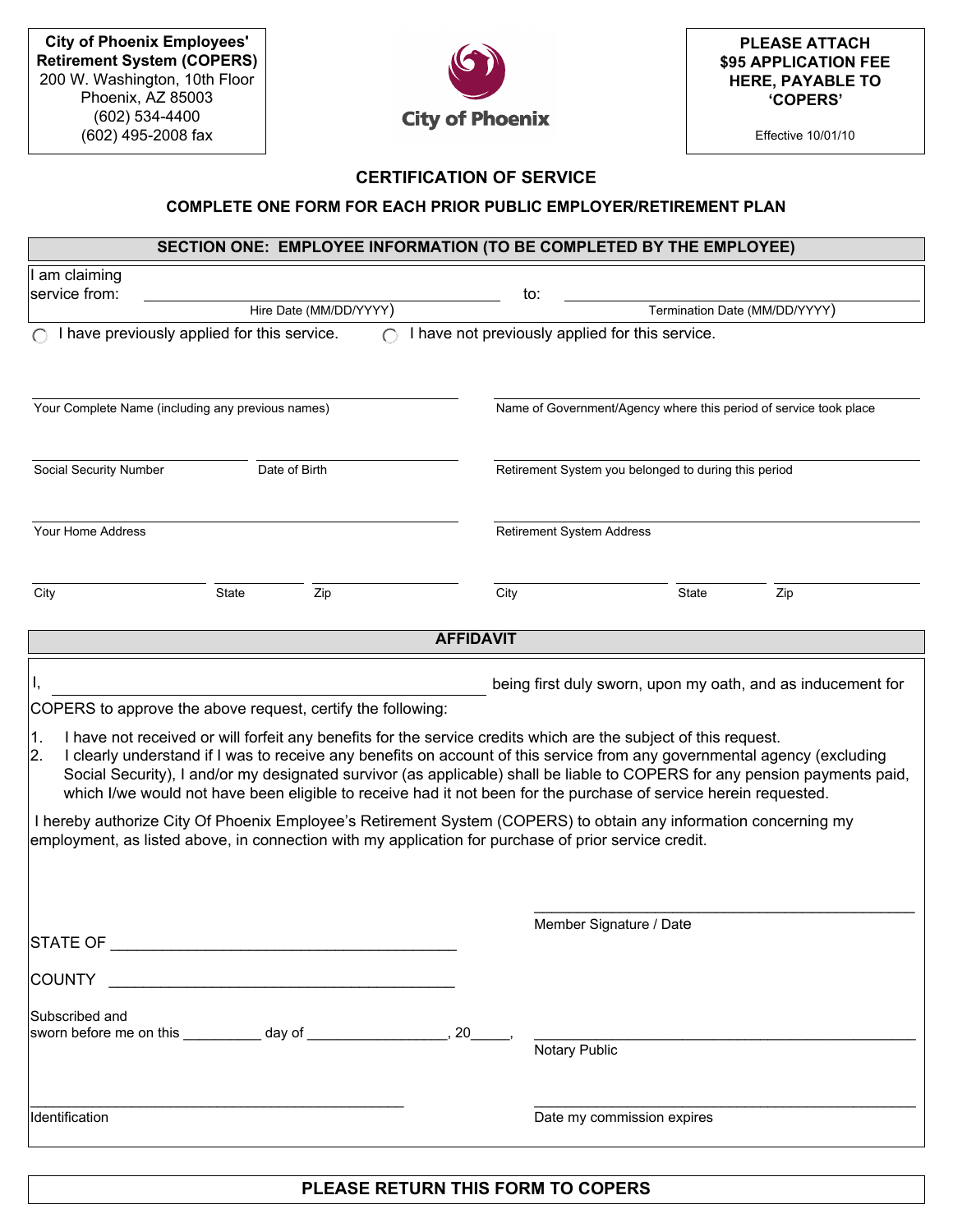**City of Phoenix Employees' Retirement System (COPERS)**
200 W. Washington, 10th Floor
Phoenix, AZ 85003
(602) 534-4400
(602) 495-2008 fax

City of Phoenix

**PLEASE ATTACH $95 APPLICATION FEE HERE, PAYABLE TO 'COPERS'**

Effective 10/01/10

## CERTIFICATION OF SERVICE

### COMPLETE ONE FORM FOR EACH PRIOR PUBLIC EMPLOYER/RETIREMENT PLAN

### SECTION ONE: EMPLOYEE INFORMATION (TO BE COMPLETED BY THE EMPLOYEE)

I am claiming service from: ______________________ to: ______________________
Hire Date (MM/DD/YYYY) — Termination Date (MM/DD/YYYY)

◯ I have previously applied for this service. ◯ I have not previously applied for this service.

| | |
|---|---|
| Your Complete Name (including any previous names) | Name of Government/Agency where this period of service took place |
| Social Security Number / Date of Birth | Retirement System you belonged to during this period |
| Your Home Address | Retirement System Address |
| City / State / Zip | City / State / Zip |

### AFFIDAVIT

I, ______________________________________ being first duly sworn, upon my oath, and as inducement for COPERS to approve the above request, certify the following:

1. I have not received or will forfeit any benefits for the service credits which are the subject of this request.
2. I clearly understand if I was to receive any benefits on account of this service from any governmental agency (excluding Social Security), I and/or my designated survivor (as applicable) shall be liable to COPERS for any pension payments paid, which I/we would not have been eligible to receive had it not been for the purchase of service herein requested.

I hereby authorize City Of Phoenix Employee's Retirement System (COPERS) to obtain any information concerning my employment, as listed above, in connection with my application for purchase of prior service credit.

______________________________________
Member Signature / Date

STATE OF ______________________________________

COUNTY ______________________________________

Subscribed and sworn before me on this __________ day of _________________, 20_____,

______________________________________
Notary Public

______________________________________
Identification

______________________________________
Date my commission expires

**PLEASE RETURN THIS FORM TO COPERS**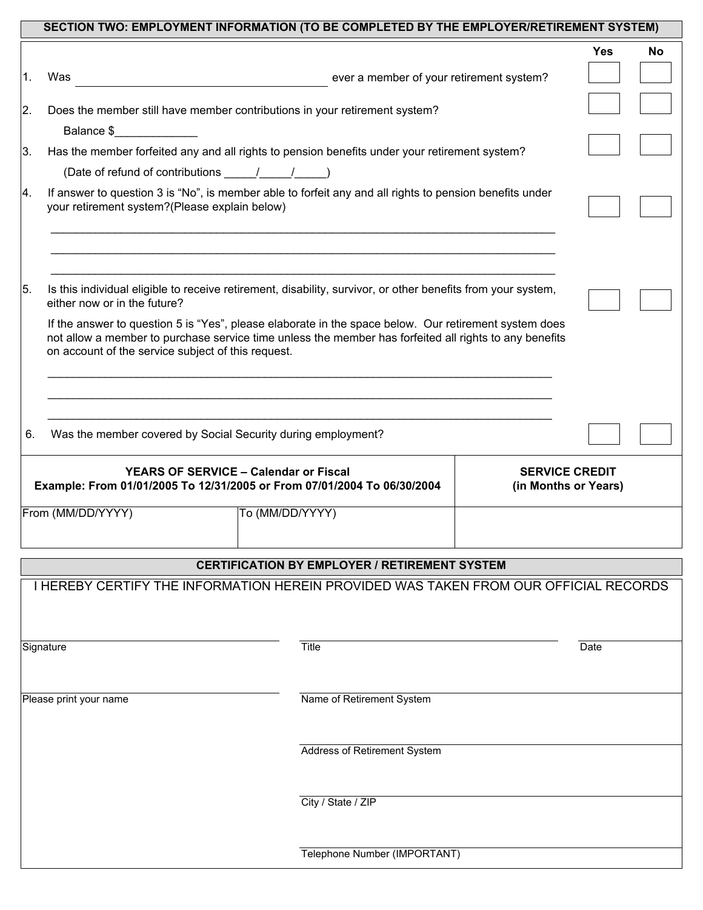## SECTION TWO: EMPLOYMENT INFORMATION (TO BE COMPLETED BY THE EMPLOYER/RETIREMENT SYSTEM)

| | Yes | No |
|---|---|---|
| 1. Was ______________________________ ever a member of your retirement system? | ☐ | ☐ |
| 2. Does the member still have member contributions in your retirement system? Balance $____________ | ☐ | ☐ |
| 3. Has the member forfeited any and all rights to pension benefits under your retirement system? (Date of refund of contributions _____/_____/_____) | ☐ | ☐ |
| 4. If answer to question 3 is "No", is member able to forfeit any and all rights to pension benefits under your retirement system?(Please explain below) | ☐ | ☐ |

______________________________________________________________________________

______________________________________________________________________________

______________________________________________________________________________

| | Yes | No |
|---|---|---|
| 5. Is this individual eligible to receive retirement, disability, survivor, or other benefits from your system, either now or in the future? | ☐ | ☐ |

If the answer to question 5 is "Yes", please elaborate in the space below. Our retirement system does not allow a member to purchase service time unless the member has forfeited all rights to any benefits on account of the service subject of this request.

______________________________________________________________________________

______________________________________________________________________________

______________________________________________________________________________

| | Yes | No |
|---|---|---|
| 6. Was the member covered by Social Security during employment? | ☐ | ☐ |

| YEARS OF SERVICE – Calendar or Fiscal Example: From 01/01/2005 To 12/31/2005 or From 07/01/2004 To 06/30/2004 | | SERVICE CREDIT (in Months or Years) |
|---|---|---|
| From (MM/DD/YYYY) | To (MM/DD/YYYY) | |

## CERTIFICATION BY EMPLOYER / RETIREMENT SYSTEM

I HEREBY CERTIFY THE INFORMATION HEREIN PROVIDED WAS TAKEN FROM OUR OFFICIAL RECORDS

Signature ______________________ Title ______________________ Date ____________

Please print your name ______________________

Name of Retirement System ______________________

Address of Retirement System ______________________

City / State / ZIP ______________________

Telephone Number (IMPORTANT) ______________________